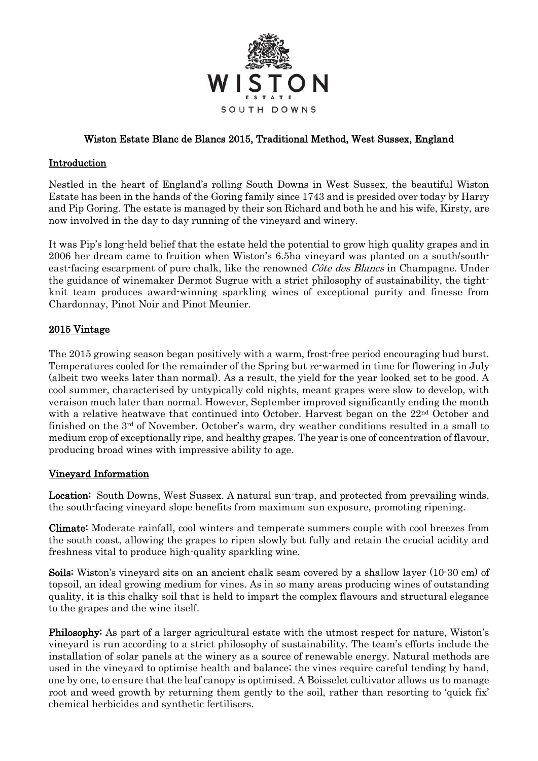WISTON

ESTATE

SOUTH DOWNS

# Wiston Estate Blanc de Blancs 2015, Traditional Method, West Sussex, England

## Introduction

Nestled in the heart of England's rolling South Downs in West Sussex, the beautiful Wiston Estate has been in the hands of the Goring family since 1743 and is presided over today by Harry and Pip Goring. The estate is managed by their son Richard and both he and his wife, Kirsty, are now involved in the day to day running of the vineyard and winery.

It was Pip's long-held belief that the estate held the potential to grow high quality grapes and in 2006 her dream came to fruition when Wiston's 6.5ha vineyard was planted on a south/south-east-facing escarpment of pure chalk, like the renowned *Côte des Blancs* in Champagne. Under the guidance of winemaker Dermot Sugrue with a strict philosophy of sustainability, the tight-knit team produces award-winning sparkling wines of exceptional purity and finesse from Chardonnay, Pinot Noir and Pinot Meunier.

## 2015 Vintage

The 2015 growing season began positively with a warm, frost-free period encouraging bud burst. Temperatures cooled for the remainder of the Spring but re-warmed in time for flowering in July (albeit two weeks later than normal). As a result, the yield for the year looked set to be good. A cool summer, characterised by untypically cold nights, meant grapes were slow to develop, with veraison much later than normal. However, September improved significantly ending the month with a relative heatwave that continued into October. Harvest began on the 22nd October and finished on the 3rd of November. October's warm, dry weather conditions resulted in a small to medium crop of exceptionally ripe, and healthy grapes. The year is one of concentration of flavour, producing broad wines with impressive ability to age.

## Vineyard Information

**Location:** South Downs, West Sussex. A natural sun-trap, and protected from prevailing winds, the south-facing vineyard slope benefits from maximum sun exposure, promoting ripening.

**Climate:** Moderate rainfall, cool winters and temperate summers couple with cool breezes from the south coast, allowing the grapes to ripen slowly but fully and retain the crucial acidity and freshness vital to produce high-quality sparkling wine.

**Soils:** Wiston's vineyard sits on an ancient chalk seam covered by a shallow layer (10-30 cm) of topsoil, an ideal growing medium for vines. As in so many areas producing wines of outstanding quality, it is this chalky soil that is held to impart the complex flavours and structural elegance to the grapes and the wine itself.

**Philosophy:** As part of a larger agricultural estate with the utmost respect for nature, Wiston's vineyard is run according to a strict philosophy of sustainability. The team's efforts include the installation of solar panels at the winery as a source of renewable energy. Natural methods are used in the vineyard to optimise health and balance; the vines require careful tending by hand, one by one, to ensure that the leaf canopy is optimised. A Boisselet cultivator allows us to manage root and weed growth by returning them gently to the soil, rather than resorting to 'quick fix' chemical herbicides and synthetic fertilisers.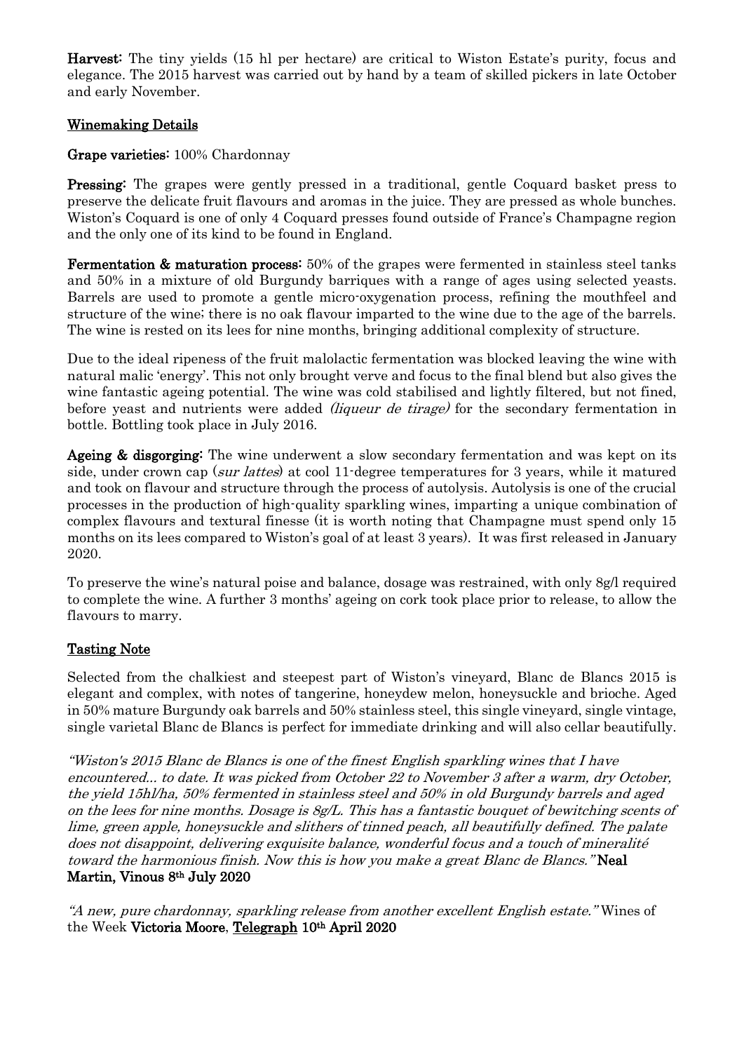**Harvest:** The tiny yields (15 hl per hectare) are critical to Wiston Estate's purity, focus and elegance. The 2015 harvest was carried out by hand by a team of skilled pickers in late October and early November.

## Winemaking Details

**Grape varieties:** 100% Chardonnay

**Pressing:** The grapes were gently pressed in a traditional, gentle Coquard basket press to preserve the delicate fruit flavours and aromas in the juice. They are pressed as whole bunches. Wiston's Coquard is one of only 4 Coquard presses found outside of France's Champagne region and the only one of its kind to be found in England.

**Fermentation & maturation process:** 50% of the grapes were fermented in stainless steel tanks and 50% in a mixture of old Burgundy barriques with a range of ages using selected yeasts. Barrels are used to promote a gentle micro-oxygenation process, refining the mouthfeel and structure of the wine; there is no oak flavour imparted to the wine due to the age of the barrels. The wine is rested on its lees for nine months, bringing additional complexity of structure.

Due to the ideal ripeness of the fruit malolactic fermentation was blocked leaving the wine with natural malic 'energy'. This not only brought verve and focus to the final blend but also gives the wine fantastic ageing potential. The wine was cold stabilised and lightly filtered, but not fined, before yeast and nutrients were added *(liqueur de tirage)* for the secondary fermentation in bottle. Bottling took place in July 2016.

**Ageing & disgorging:** The wine underwent a slow secondary fermentation and was kept on its side, under crown cap (*sur lattes*) at cool 11-degree temperatures for 3 years, while it matured and took on flavour and structure through the process of autolysis. Autolysis is one of the crucial processes in the production of high-quality sparkling wines, imparting a unique combination of complex flavours and textural finesse (it is worth noting that Champagne must spend only 15 months on its lees compared to Wiston's goal of at least 3 years). It was first released in January 2020.

To preserve the wine's natural poise and balance, dosage was restrained, with only 8g/l required to complete the wine. A further 3 months' ageing on cork took place prior to release, to allow the flavours to marry.

## Tasting Note

Selected from the chalkiest and steepest part of Wiston's vineyard, Blanc de Blancs 2015 is elegant and complex, with notes of tangerine, honeydew melon, honeysuckle and brioche. Aged in 50% mature Burgundy oak barrels and 50% stainless steel, this single vineyard, single vintage, single varietal Blanc de Blancs is perfect for immediate drinking and will also cellar beautifully.

*"Wiston's 2015 Blanc de Blancs is one of the finest English sparkling wines that I have encountered... to date. It was picked from October 22 to November 3 after a warm, dry October, the yield 15hl/ha, 50% fermented in stainless steel and 50% in old Burgundy barrels and aged on the lees for nine months. Dosage is 8g/L. This has a fantastic bouquet of bewitching scents of lime, green apple, honeysuckle and slithers of tinned peach, all beautifully defined. The palate does not disappoint, delivering exquisite balance, wonderful focus and a touch of mineralité toward the harmonious finish. Now this is how you make a great Blanc de Blancs."* **Neal Martin, Vinous 8th July 2020**

*"A new, pure chardonnay, sparkling release from another excellent English estate."* Wines of the Week **Victoria Moore**, **Telegraph 10th April 2020**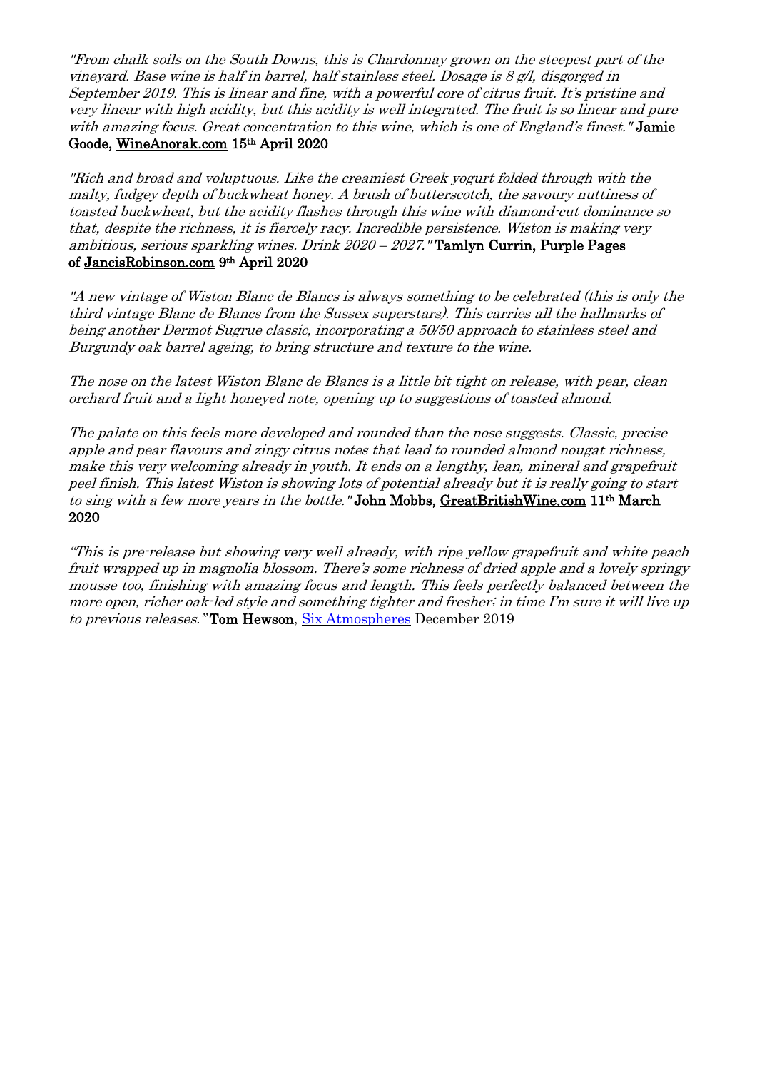*"From chalk soils on the South Downs, this is Chardonnay grown on the steepest part of the vineyard. Base wine is half in barrel, half stainless steel. Dosage is 8 g/l, disgorged in September 2019. This is linear and fine, with a powerful core of citrus fruit. It's pristine and very linear with high acidity, but this acidity is well integrated. The fruit is so linear and pure with amazing focus. Great concentration to this wine, which is one of England's finest."* **Jamie Goode, WineAnorak.com 15th April 2020**

*"Rich and broad and voluptuous. Like the creamiest Greek yogurt folded through with the malty, fudgey depth of buckwheat honey. A brush of butterscotch, the savoury nuttiness of toasted buckwheat, but the acidity flashes through this wine with diamond-cut dominance so that, despite the richness, it is fiercely racy. Incredible persistence. Wiston is making very ambitious, serious sparkling wines. Drink 2020 – 2027."* **Tamlyn Currin, Purple Pages of JancisRobinson.com 9th April 2020**

*"A new vintage of Wiston Blanc de Blancs is always something to be celebrated (this is only the third vintage Blanc de Blancs from the Sussex superstars). This carries all the hallmarks of being another Dermot Sugrue classic, incorporating a 50/50 approach to stainless steel and Burgundy oak barrel ageing, to bring structure and texture to the wine.*

*The nose on the latest Wiston Blanc de Blancs is a little bit tight on release, with pear, clean orchard fruit and a light honeyed note, opening up to suggestions of toasted almond.*

*The palate on this feels more developed and rounded than the nose suggests. Classic, precise apple and pear flavours and zingy citrus notes that lead to rounded almond nougat richness, make this very welcoming already in youth. It ends on a lengthy, lean, mineral and grapefruit peel finish. This latest Wiston is showing lots of potential already but it is really going to start to sing with a few more years in the bottle."* **John Mobbs, GreatBritishWine.com 11th March 2020**

*"This is pre-release but showing very well already, with ripe yellow grapefruit and white peach fruit wrapped up in magnolia blossom. There's some richness of dried apple and a lovely springy mousse too, finishing with amazing focus and length. This feels perfectly balanced between the more open, richer oak-led style and something tighter and fresher; in time I'm sure it will live up to previous releases."* **Tom Hewson**, Six Atmospheres December 2019